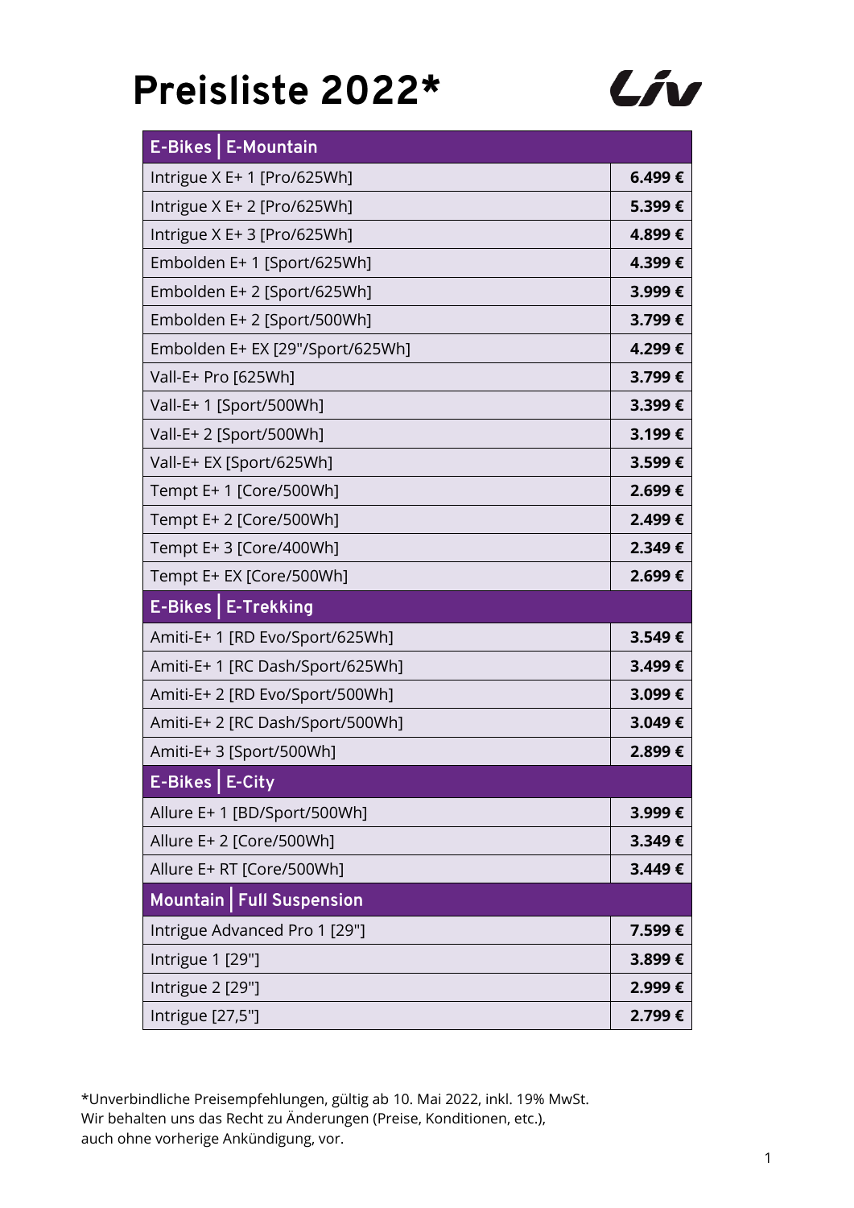# Preisliste 2022*

Liv

| E-Bikes \| E-Mountain | |
|---|---|
| Intrigue X E+ 1 [Pro/625Wh] | **6.499 €** |
| Intrigue X E+ 2 [Pro/625Wh] | **5.399 €** |
| Intrigue X E+ 3 [Pro/625Wh] | **4.899 €** |
| Embolden E+ 1 [Sport/625Wh] | **4.399 €** |
| Embolden E+ 2 [Sport/625Wh] | **3.999 €** |
| Embolden E+ 2 [Sport/500Wh] | **3.799 €** |
| Embolden E+ EX [29"/Sport/625Wh] | **4.299 €** |
| Vall-E+ Pro [625Wh] | **3.799 €** |
| Vall-E+ 1 [Sport/500Wh] | **3.399 €** |
| Vall-E+ 2 [Sport/500Wh] | **3.199 €** |
| Vall-E+ EX [Sport/625Wh] | **3.599 €** |
| Tempt E+ 1 [Core/500Wh] | **2.699 €** |
| Tempt E+ 2 [Core/500Wh] | **2.499 €** |
| Tempt E+ 3 [Core/400Wh] | **2.349 €** |
| Tempt E+ EX [Core/500Wh] | **2.699 €** |
| **E-Bikes \| E-Trekking** | |
| Amiti-E+ 1 [RD Evo/Sport/625Wh] | **3.549 €** |
| Amiti-E+ 1 [RC Dash/Sport/625Wh] | **3.499 €** |
| Amiti-E+ 2 [RD Evo/Sport/500Wh] | **3.099 €** |
| Amiti-E+ 2 [RC Dash/Sport/500Wh] | **3.049 €** |
| Amiti-E+ 3 [Sport/500Wh] | **2.899 €** |
| **E-Bikes \| E-City** | |
| Allure E+ 1 [BD/Sport/500Wh] | **3.999 €** |
| Allure E+ 2 [Core/500Wh] | **3.349 €** |
| Allure E+ RT [Core/500Wh] | **3.449 €** |
| **Mountain \| Full Suspension** | |
| Intrigue Advanced Pro 1 [29"] | **7.599 €** |
| Intrigue 1 [29"] | **3.899 €** |
| Intrigue 2 [29"] | **2.999 €** |
| Intrigue [27,5"] | **2.799 €** |

*Unverbindliche Preisempfehlungen, gültig ab 10. Mai 2022, inkl. 19% MwSt.
Wir behalten uns das Recht zu Änderungen (Preise, Konditionen, etc.),
auch ohne vorherige Ankündigung, vor.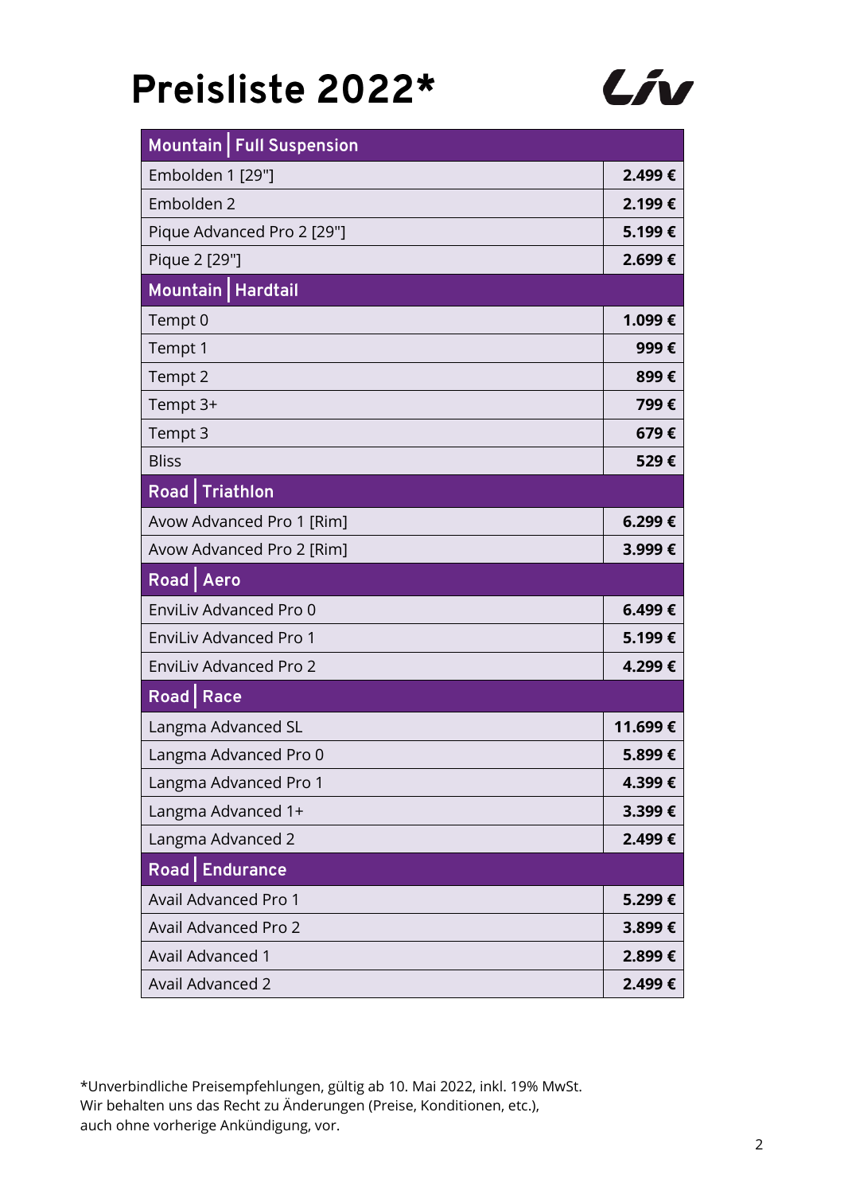# Preisliste 2022*

Liv

| Mountain \| Full Suspension | |
|---|---|
| Embolden 1 [29"] | **2.499 €** |
| Embolden 2 | **2.199 €** |
| Pique Advanced Pro 2 [29"] | **5.199 €** |
| Pique 2 [29"] | **2.699 €** |
| **Mountain \| Hardtail** | |
| Tempt 0 | **1.099 €** |
| Tempt 1 | **999 €** |
| Tempt 2 | **899 €** |
| Tempt 3+ | **799 €** |
| Tempt 3 | **679 €** |
| Bliss | **529 €** |
| **Road \| Triathlon** | |
| Avow Advanced Pro 1 [Rim] | **6.299 €** |
| Avow Advanced Pro 2 [Rim] | **3.999 €** |
| **Road \| Aero** | |
| EnviLiv Advanced Pro 0 | **6.499 €** |
| EnviLiv Advanced Pro 1 | **5.199 €** |
| EnviLiv Advanced Pro 2 | **4.299 €** |
| **Road \| Race** | |
| Langma Advanced SL | **11.699 €** |
| Langma Advanced Pro 0 | **5.899 €** |
| Langma Advanced Pro 1 | **4.399 €** |
| Langma Advanced 1+ | **3.399 €** |
| Langma Advanced 2 | **2.499 €** |
| **Road \| Endurance** | |
| Avail Advanced Pro 1 | **5.299 €** |
| Avail Advanced Pro 2 | **3.899 €** |
| Avail Advanced 1 | **2.899 €** |
| Avail Advanced 2 | **2.499 €** |

*Unverbindliche Preisempfehlungen, gültig ab 10. Mai 2022, inkl. 19% MwSt.
Wir behalten uns das Recht zu Änderungen (Preise, Konditionen, etc.),
auch ohne vorherige Ankündigung, vor.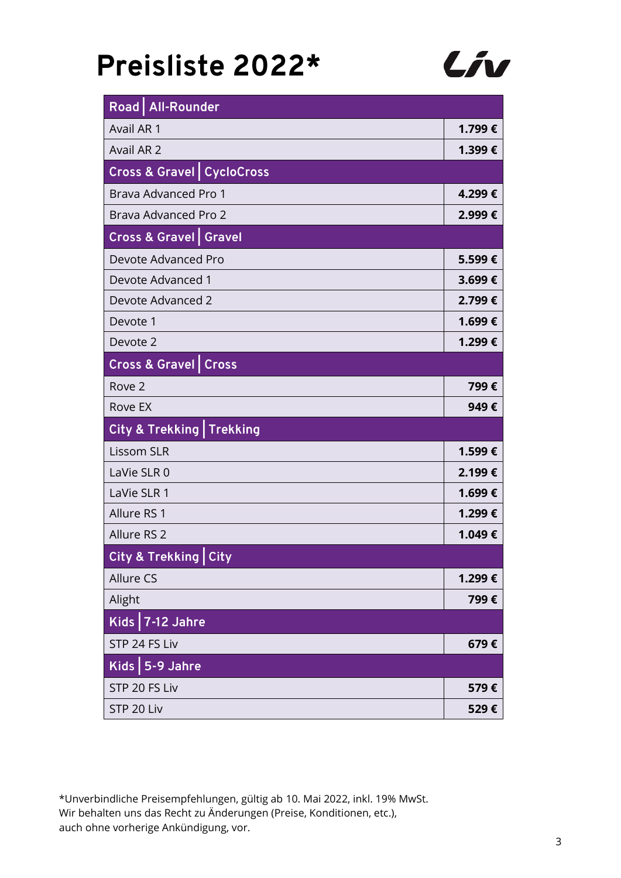# Preisliste 2022*

Liv

| Road │ All-Rounder | |
|---|---|
| Avail AR 1 | **1.799 €** |
| Avail AR 2 | **1.399 €** |
| **Cross & Gravel │ CycloCross** | |
| Brava Advanced Pro 1 | **4.299 €** |
| Brava Advanced Pro 2 | **2.999 €** |
| **Cross & Gravel │ Gravel** | |
| Devote Advanced Pro | **5.599 €** |
| Devote Advanced 1 | **3.699 €** |
| Devote Advanced 2 | **2.799 €** |
| Devote 1 | **1.699 €** |
| Devote 2 | **1.299 €** |
| **Cross & Gravel │ Cross** | |
| Rove 2 | **799 €** |
| Rove EX | **949 €** |
| **City & Trekking │ Trekking** | |
| Lissom SLR | **1.599 €** |
| LaVie SLR 0 | **2.199 €** |
| LaVie SLR 1 | **1.699 €** |
| Allure RS 1 | **1.299 €** |
| Allure RS 2 | **1.049 €** |
| **City & Trekking │ City** | |
| Allure CS | **1.299 €** |
| Alight | **799 €** |
| **Kids │ 7-12 Jahre** | |
| STP 24 FS Liv | **679 €** |
| **Kids │ 5-9 Jahre** | |
| STP 20 FS Liv | **579 €** |
| STP 20 Liv | **529 €** |

*Unverbindliche Preisempfehlungen, gültig ab 10. Mai 2022, inkl. 19% MwSt.
Wir behalten uns das Recht zu Änderungen (Preise, Konditionen, etc.),
auch ohne vorherige Ankündigung, vor.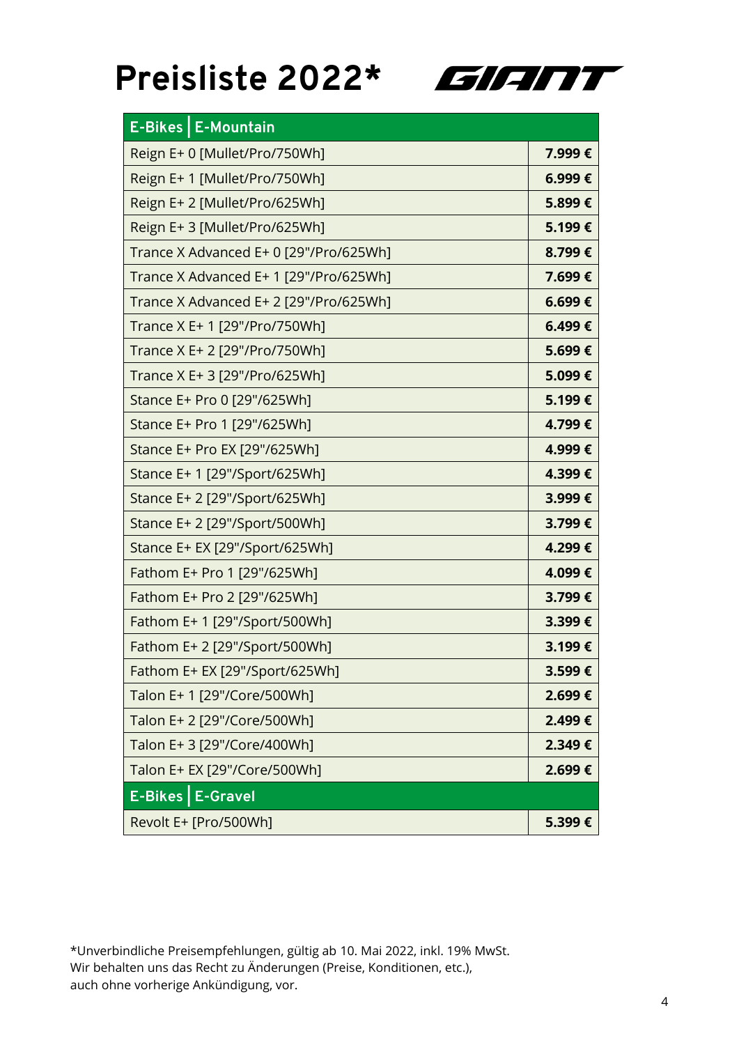# Preisliste 2022*

GIANT

| E-Bikes \| E-Mountain | |
|---|---|
| Reign E+ 0 [Mullet/Pro/750Wh] | **7.999 €** |
| Reign E+ 1 [Mullet/Pro/750Wh] | **6.999 €** |
| Reign E+ 2 [Mullet/Pro/625Wh] | **5.899 €** |
| Reign E+ 3 [Mullet/Pro/625Wh] | **5.199 €** |
| Trance X Advanced E+ 0 [29"/Pro/625Wh] | **8.799 €** |
| Trance X Advanced E+ 1 [29"/Pro/625Wh] | **7.699 €** |
| Trance X Advanced E+ 2 [29"/Pro/625Wh] | **6.699 €** |
| Trance X E+ 1 [29"/Pro/750Wh] | **6.499 €** |
| Trance X E+ 2 [29"/Pro/750Wh] | **5.699 €** |
| Trance X E+ 3 [29"/Pro/625Wh] | **5.099 €** |
| Stance E+ Pro 0 [29"/625Wh] | **5.199 €** |
| Stance E+ Pro 1 [29"/625Wh] | **4.799 €** |
| Stance E+ Pro EX [29"/625Wh] | **4.999 €** |
| Stance E+ 1 [29"/Sport/625Wh] | **4.399 €** |
| Stance E+ 2 [29"/Sport/625Wh] | **3.999 €** |
| Stance E+ 2 [29"/Sport/500Wh] | **3.799 €** |
| Stance E+ EX [29"/Sport/625Wh] | **4.299 €** |
| Fathom E+ Pro 1 [29"/625Wh] | **4.099 €** |
| Fathom E+ Pro 2 [29"/625Wh] | **3.799 €** |
| Fathom E+ 1 [29"/Sport/500Wh] | **3.399 €** |
| Fathom E+ 2 [29"/Sport/500Wh] | **3.199 €** |
| Fathom E+ EX [29"/Sport/625Wh] | **3.599 €** |
| Talon E+ 1 [29"/Core/500Wh] | **2.699 €** |
| Talon E+ 2 [29"/Core/500Wh] | **2.499 €** |
| Talon E+ 3 [29"/Core/400Wh] | **2.349 €** |
| Talon E+ EX [29"/Core/500Wh] | **2.699 €** |
| **E-Bikes \| E-Gravel** | |
| Revolt E+ [Pro/500Wh] | **5.399 €** |

*Unverbindliche Preisempfehlungen, gültig ab 10. Mai 2022, inkl. 19% MwSt.
Wir behalten uns das Recht zu Änderungen (Preise, Konditionen, etc.),
auch ohne vorherige Ankündigung, vor.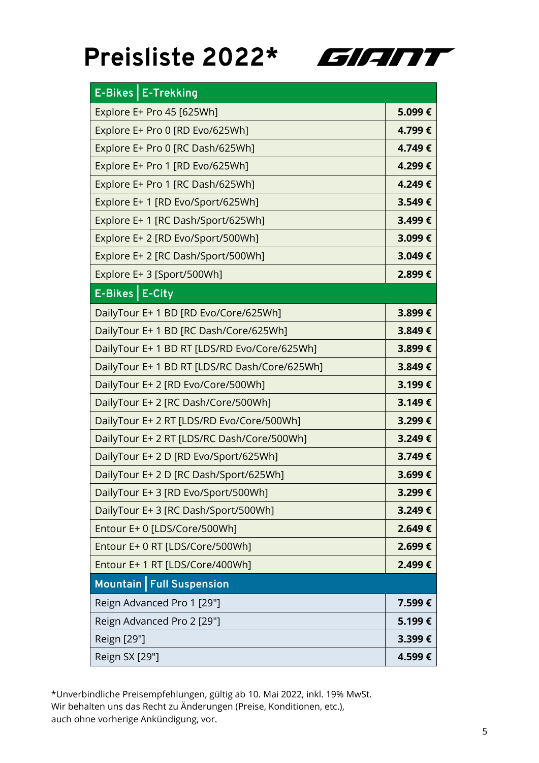# Preisliste 2022*

GIANT

| E-Bikes │ E-Trekking | |
|---|---|
| Explore E+ Pro 45 [625Wh] | **5.099 €** |
| Explore E+ Pro 0 [RD Evo/625Wh] | **4.799 €** |
| Explore E+ Pro 0 [RC Dash/625Wh] | **4.749 €** |
| Explore E+ Pro 1 [RD Evo/625Wh] | **4.299 €** |
| Explore E+ Pro 1 [RC Dash/625Wh] | **4.249 €** |
| Explore E+ 1 [RD Evo/Sport/625Wh] | **3.549 €** |
| Explore E+ 1 [RC Dash/Sport/625Wh] | **3.499 €** |
| Explore E+ 2 [RD Evo/Sport/500Wh] | **3.099 €** |
| Explore E+ 2 [RC Dash/Sport/500Wh] | **3.049 €** |
| Explore E+ 3 [Sport/500Wh] | **2.899 €** |
| **E-Bikes │ E-City** | |
| DailyTour E+ 1 BD [RD Evo/Core/625Wh] | **3.899 €** |
| DailyTour E+ 1 BD [RC Dash/Core/625Wh] | **3.849 €** |
| DailyTour E+ 1 BD RT [LDS/RD Evo/Core/625Wh] | **3.899 €** |
| DailyTour E+ 1 BD RT [LDS/RC Dash/Core/625Wh] | **3.849 €** |
| DailyTour E+ 2 [RD Evo/Core/500Wh] | **3.199 €** |
| DailyTour E+ 2 [RC Dash/Core/500Wh] | **3.149 €** |
| DailyTour E+ 2 RT [LDS/RD Evo/Core/500Wh] | **3.299 €** |
| DailyTour E+ 2 RT [LDS/RC Dash/Core/500Wh] | **3.249 €** |
| DailyTour E+ 2 D [RD Evo/Sport/625Wh] | **3.749 €** |
| DailyTour E+ 2 D [RC Dash/Sport/625Wh] | **3.699 €** |
| DailyTour E+ 3 [RD Evo/Sport/500Wh] | **3.299 €** |
| DailyTour E+ 3 [RC Dash/Sport/500Wh] | **3.249 €** |
| Entour E+ 0 [LDS/Core/500Wh] | **2.649 €** |
| Entour E+ 0 RT [LDS/Core/500Wh] | **2.699 €** |
| Entour E+ 1 RT [LDS/Core/400Wh] | **2.499 €** |
| **Mountain │ Full Suspension** | |
| Reign Advanced Pro 1 [29"] | **7.599 €** |
| Reign Advanced Pro 2 [29"] | **5.199 €** |
| Reign [29"] | **3.399 €** |
| Reign SX [29"] | **4.599 €** |

*Unverbindliche Preisempfehlungen, gültig ab 10. Mai 2022, inkl. 19% MwSt.
Wir behalten uns das Recht zu Änderungen (Preise, Konditionen, etc.),
auch ohne vorherige Ankündigung, vor.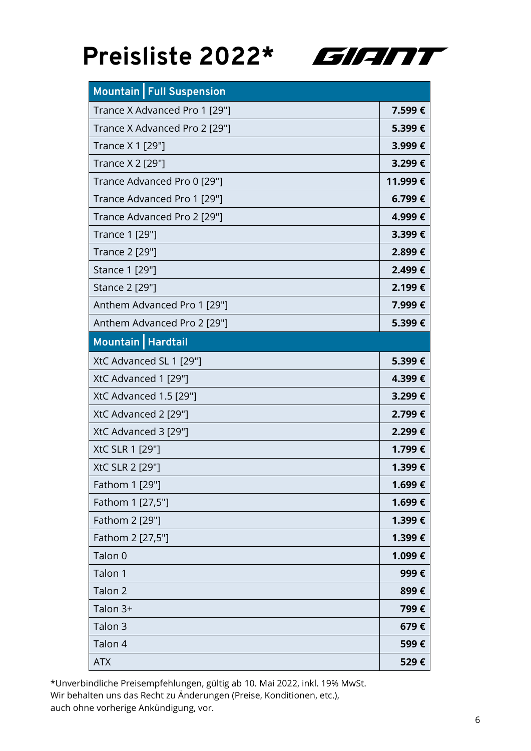# Preisliste 2022*

GIANT

| Mountain │ Full Suspension | |
|---|---|
| Trance X Advanced Pro 1 [29"] | **7.599 €** |
| Trance X Advanced Pro 2 [29"] | **5.399 €** |
| Trance X 1 [29"] | **3.999 €** |
| Trance X 2 [29"] | **3.299 €** |
| Trance Advanced Pro 0 [29"] | **11.999 €** |
| Trance Advanced Pro 1 [29"] | **6.799 €** |
| Trance Advanced Pro 2 [29"] | **4.999 €** |
| Trance 1 [29"] | **3.399 €** |
| Trance 2 [29"] | **2.899 €** |
| Stance 1 [29"] | **2.499 €** |
| Stance 2 [29"] | **2.199 €** |
| Anthem Advanced Pro 1 [29"] | **7.999 €** |
| Anthem Advanced Pro 2 [29"] | **5.399 €** |
| **Mountain │ Hardtail** | |
| XtC Advanced SL 1 [29"] | **5.399 €** |
| XtC Advanced 1 [29"] | **4.399 €** |
| XtC Advanced 1.5 [29"] | **3.299 €** |
| XtC Advanced 2 [29"] | **2.799 €** |
| XtC Advanced 3 [29"] | **2.299 €** |
| XtC SLR 1 [29"] | **1.799 €** |
| XtC SLR 2 [29"] | **1.399 €** |
| Fathom 1 [29"] | **1.699 €** |
| Fathom 1 [27,5"] | **1.699 €** |
| Fathom 2 [29"] | **1.399 €** |
| Fathom 2 [27,5"] | **1.399 €** |
| Talon 0 | **1.099 €** |
| Talon 1 | **999 €** |
| Talon 2 | **899 €** |
| Talon 3+ | **799 €** |
| Talon 3 | **679 €** |
| Talon 4 | **599 €** |
| ATX | **529 €** |

*Unverbindliche Preisempfehlungen, gültig ab 10. Mai 2022, inkl. 19% MwSt.
Wir behalten uns das Recht zu Änderungen (Preise, Konditionen, etc.),
auch ohne vorherige Ankündigung, vor.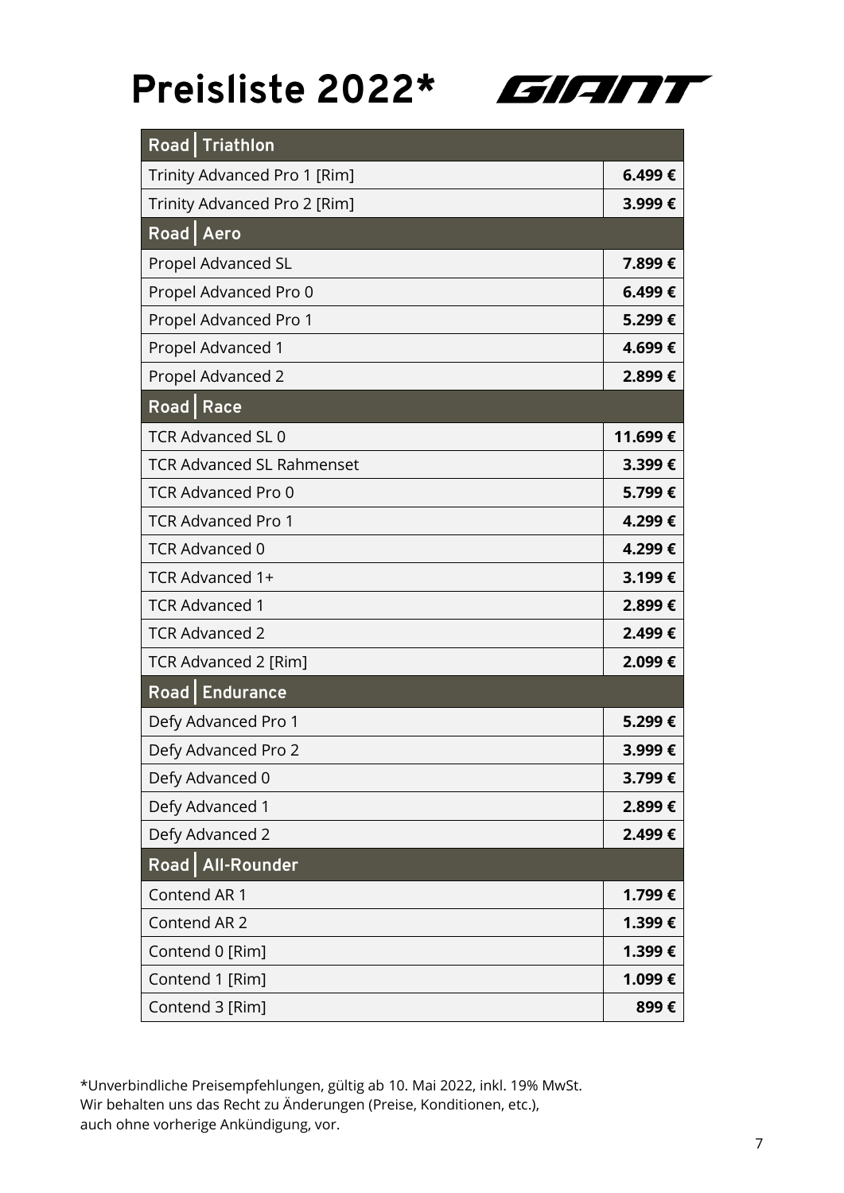# Preisliste 2022*

GIANT

| Road \| Triathlon | |
|---|---|
| Trinity Advanced Pro 1 [Rim] | **6.499 €** |
| Trinity Advanced Pro 2 [Rim] | **3.999 €** |
| **Road \| Aero** | |
| Propel Advanced SL | **7.899 €** |
| Propel Advanced Pro 0 | **6.499 €** |
| Propel Advanced Pro 1 | **5.299 €** |
| Propel Advanced 1 | **4.699 €** |
| Propel Advanced 2 | **2.899 €** |
| **Road \| Race** | |
| TCR Advanced SL 0 | **11.699 €** |
| TCR Advanced SL Rahmenset | **3.399 €** |
| TCR Advanced Pro 0 | **5.799 €** |
| TCR Advanced Pro 1 | **4.299 €** |
| TCR Advanced 0 | **4.299 €** |
| TCR Advanced 1+ | **3.199 €** |
| TCR Advanced 1 | **2.899 €** |
| TCR Advanced 2 | **2.499 €** |
| TCR Advanced 2 [Rim] | **2.099 €** |
| **Road \| Endurance** | |
| Defy Advanced Pro 1 | **5.299 €** |
| Defy Advanced Pro 2 | **3.999 €** |
| Defy Advanced 0 | **3.799 €** |
| Defy Advanced 1 | **2.899 €** |
| Defy Advanced 2 | **2.499 €** |
| **Road \| All-Rounder** | |
| Contend AR 1 | **1.799 €** |
| Contend AR 2 | **1.399 €** |
| Contend 0 [Rim] | **1.399 €** |
| Contend 1 [Rim] | **1.099 €** |
| Contend 3 [Rim] | **899 €** |

*Unverbindliche Preisempfehlungen, gültig ab 10. Mai 2022, inkl. 19% MwSt.
Wir behalten uns das Recht zu Änderungen (Preise, Konditionen, etc.),
auch ohne vorherige Ankündigung, vor.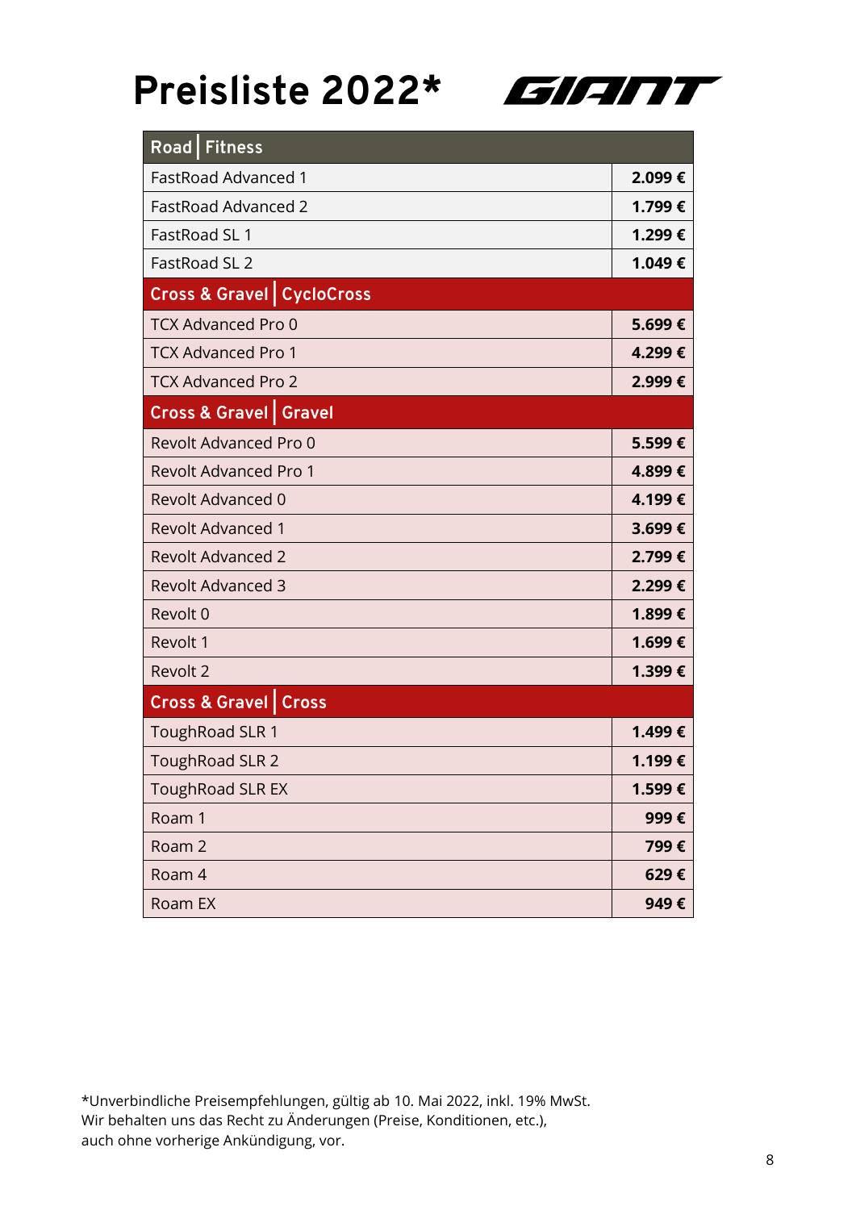# Preisliste 2022*

GIANT

| Road \| Fitness | |
|---|---|
| FastRoad Advanced 1 | **2.099 €** |
| FastRoad Advanced 2 | **1.799 €** |
| FastRoad SL 1 | **1.299 €** |
| FastRoad SL 2 | **1.049 €** |
| **Cross & Gravel \| CycloCross** | |
| TCX Advanced Pro 0 | **5.699 €** |
| TCX Advanced Pro 1 | **4.299 €** |
| TCX Advanced Pro 2 | **2.999 €** |
| **Cross & Gravel \| Gravel** | |
| Revolt Advanced Pro 0 | **5.599 €** |
| Revolt Advanced Pro 1 | **4.899 €** |
| Revolt Advanced 0 | **4.199 €** |
| Revolt Advanced 1 | **3.699 €** |
| Revolt Advanced 2 | **2.799 €** |
| Revolt Advanced 3 | **2.299 €** |
| Revolt 0 | **1.899 €** |
| Revolt 1 | **1.699 €** |
| Revolt 2 | **1.399 €** |
| **Cross & Gravel \| Cross** | |
| ToughRoad SLR 1 | **1.499 €** |
| ToughRoad SLR 2 | **1.199 €** |
| ToughRoad SLR EX | **1.599 €** |
| Roam 1 | **999 €** |
| Roam 2 | **799 €** |
| Roam 4 | **629 €** |
| Roam EX | **949 €** |

*Unverbindliche Preisempfehlungen, gültig ab 10. Mai 2022, inkl. 19% MwSt.
Wir behalten uns das Recht zu Änderungen (Preise, Konditionen, etc.), auch ohne vorherige Ankündigung, vor.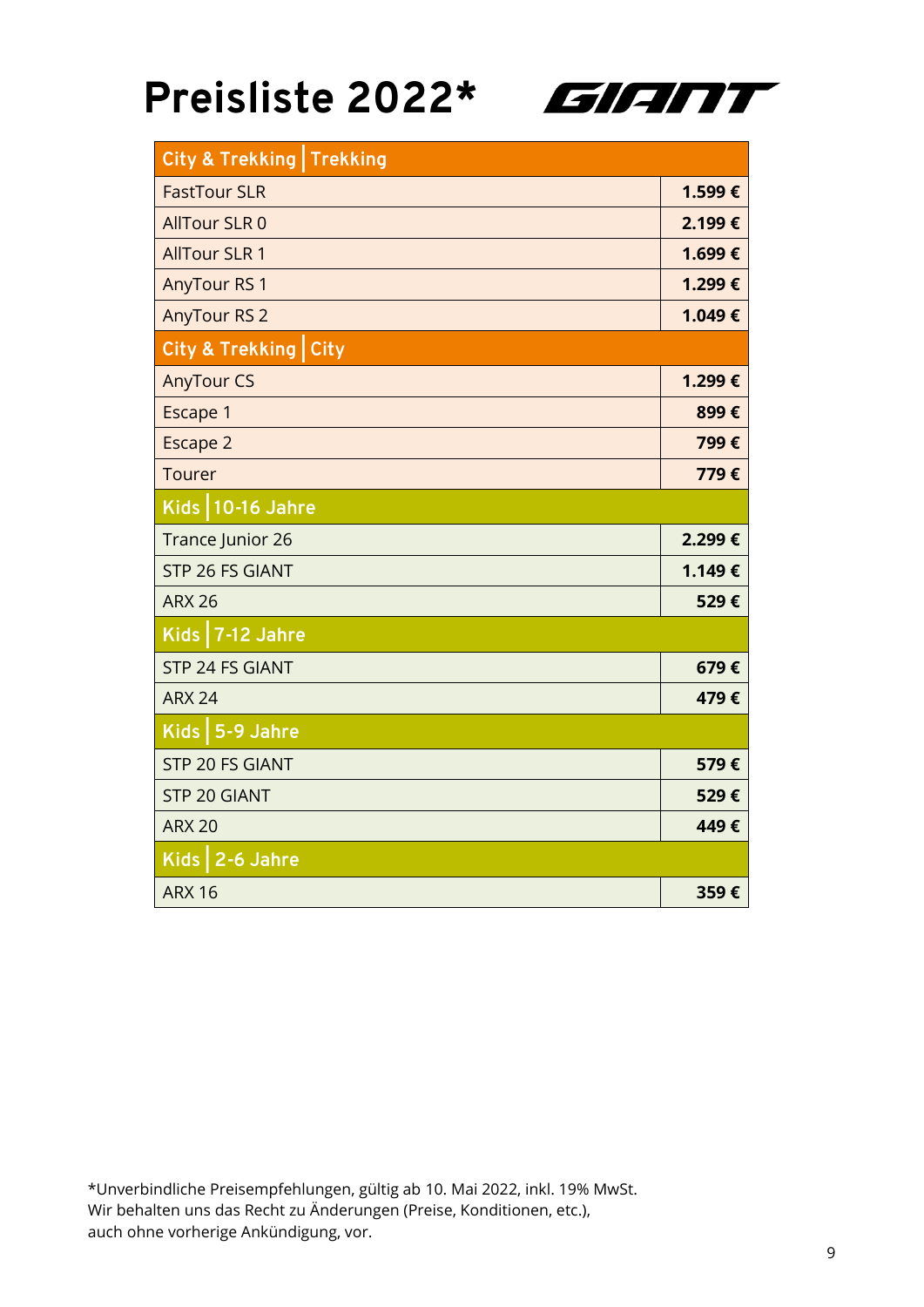# Preisliste 2022*

GIANT

| City & Trekking \| Trekking | |
|---|---|
| FastTour SLR | **1.599 €** |
| AllTour SLR 0 | **2.199 €** |
| AllTour SLR 1 | **1.699 €** |
| AnyTour RS 1 | **1.299 €** |
| AnyTour RS 2 | **1.049 €** |
| **City & Trekking \| City** | |
| AnyTour CS | **1.299 €** |
| Escape 1 | **899 €** |
| Escape 2 | **799 €** |
| Tourer | **779 €** |
| **Kids \| 10-16 Jahre** | |
| Trance Junior 26 | **2.299 €** |
| STP 26 FS GIANT | **1.149 €** |
| ARX 26 | **529 €** |
| **Kids \| 7-12 Jahre** | |
| STP 24 FS GIANT | **679 €** |
| ARX 24 | **479 €** |
| **Kids \| 5-9 Jahre** | |
| STP 20 FS GIANT | **579 €** |
| STP 20 GIANT | **529 €** |
| ARX 20 | **449 €** |
| **Kids \| 2-6 Jahre** | |
| ARX 16 | **359 €** |

*Unverbindliche Preisempfehlungen, gültig ab 10. Mai 2022, inkl. 19% MwSt.
Wir behalten uns das Recht zu Änderungen (Preise, Konditionen, etc.),
auch ohne vorherige Ankündigung, vor.